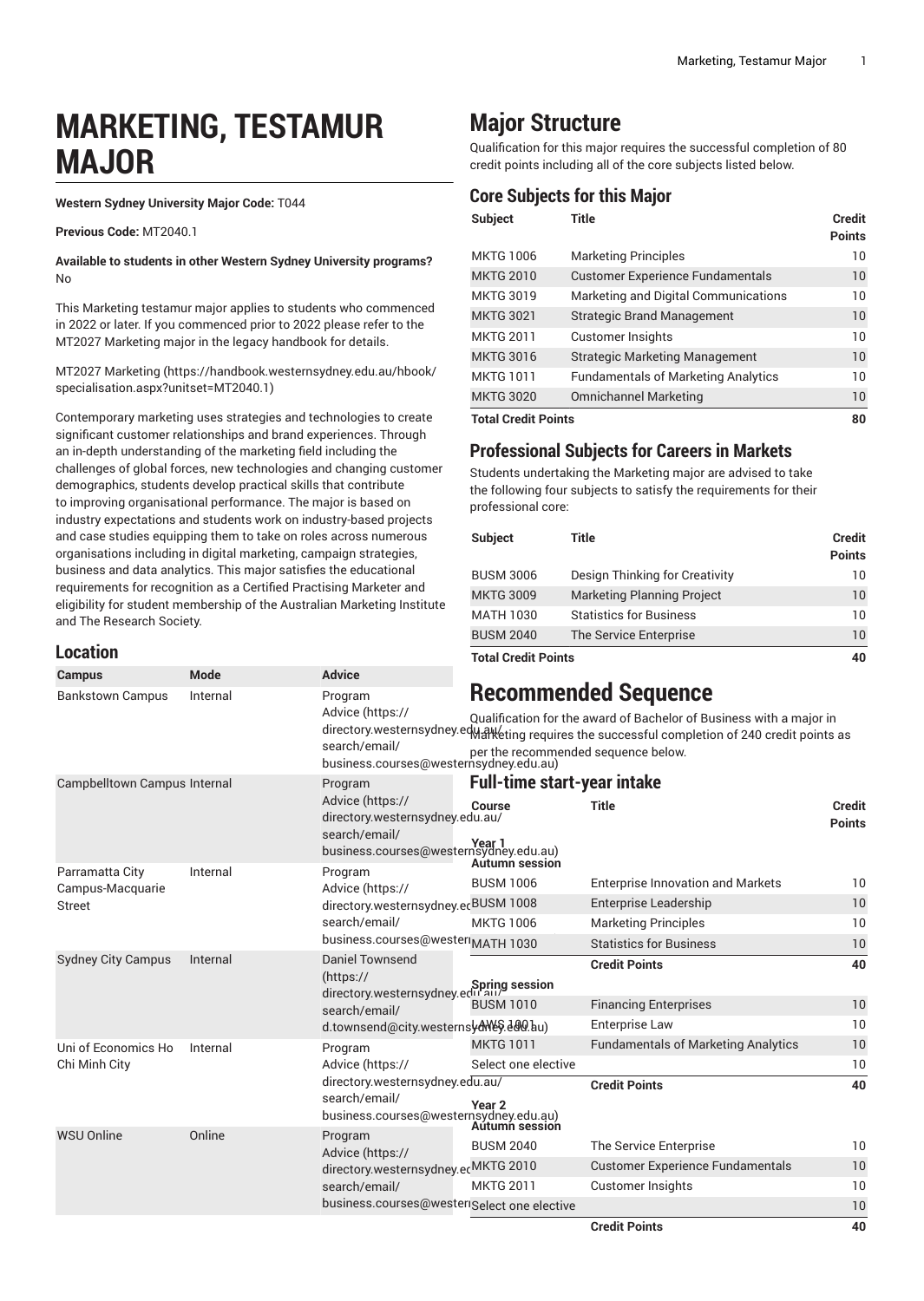# MARKETING, TESTAMUR MAJOR

**Western Sydney University Major Code:** T044

**Previous Code:** MT2040.1

**Available to students in other Western Sydney University programs?** No

This Marketing testamur major applies to students who commenced in 2022 or later. If you commenced prior to 2022 please refer to the MT2027 Marketing major in the legacy handbook for details.

MT2027 Marketing (https://handbook.westernsydney.edu.au/hbook/specialisation.aspx?unitset=MT2040.1)

Contemporary marketing uses strategies and technologies to create significant customer relationships and brand experiences. Through an in-depth understanding of the marketing field including the challenges of global forces, new technologies and changing customer demographics, students develop practical skills that contribute to improving organisational performance. The major is based on industry expectations and students work on industry-based projects and case studies equipping them to take on roles across numerous organisations including in digital marketing, campaign strategies, business and data analytics. This major satisfies the educational requirements for recognition as a Certified Practising Marketer and eligibility for student membership of the Australian Marketing Institute and The Research Society.

## Location

| Campus | Mode | Advice |
|---|---|---|
| Bankstown Campus | Internal | Program Advice (https://directory.westernsydney.edu.au/search/email/business.courses@westernsydney.edu.au) |
| Campbelltown Campus | Internal | Program Advice (https://directory.westernsydney.edu.au/search/email/business.courses@westernsydney.edu.au) |
| Parramatta City Campus-Macquarie Street | Internal | Program Advice (https://directory.westernsydney.edu.au/search/email/business.courses@westernsydney.edu.au) |
| Sydney City Campus | Internal | Daniel Townsend (https://directory.westernsydney.edu.au/search/email/d.townsend@city.westernsydney.edu.au) |
| Uni of Economics Ho Chi Minh City | Internal | Program Advice (https://directory.westernsydney.edu.au/search/email/business.courses@westernsydney.edu.au) |
| WSU Online | Online | Program Advice (https://directory.westernsydney.edu.au/search/email/business.courses@westernsydney.edu.au) |

# Major Structure

Qualification for this major requires the successful completion of 80 credit points including all of the core subjects listed below.

## Core Subjects for this Major

| Subject | Title | Credit Points |
|---|---|---|
| MKTG 1006 | Marketing Principles | 10 |
| MKTG 2010 | Customer Experience Fundamentals | 10 |
| MKTG 3019 | Marketing and Digital Communications | 10 |
| MKTG 3021 | Strategic Brand Management | 10 |
| MKTG 2011 | Customer Insights | 10 |
| MKTG 3016 | Strategic Marketing Management | 10 |
| MKTG 1011 | Fundamentals of Marketing Analytics | 10 |
| MKTG 3020 | Omnichannel Marketing | 10 |
| **Total Credit Points** | | **80** |

## Professional Subjects for Careers in Markets

Students undertaking the Marketing major are advised to take the following four subjects to satisfy the requirements for their professional core:

| Subject | Title | Credit Points |
|---|---|---|
| BUSM 3006 | Design Thinking for Creativity | 10 |
| MKTG 3009 | Marketing Planning Project | 10 |
| MATH 1030 | Statistics for Business | 10 |
| BUSM 2040 | The Service Enterprise | 10 |
| **Total Credit Points** | | **40** |

# Recommended Sequence

Qualification for the award of Bachelor of Business with a major in Marketing requires the successful completion of 240 credit points as per the recommended sequence below.

## Full-time start-year intake

| Course | Title | Credit Points |
|---|---|---|
| **Year 1** | | |
| **Autumn session** | | |
| BUSM 1006 | Enterprise Innovation and Markets | 10 |
| BUSM 1008 | Enterprise Leadership | 10 |
| MKTG 1006 | Marketing Principles | 10 |
| MATH 1030 | Statistics for Business | 10 |
| | **Credit Points** | **40** |
| **Spring session** | | |
| BUSM 1010 | Financing Enterprises | 10 |
| LAWS 1001 | Enterprise Law | 10 |
| MKTG 1011 | Fundamentals of Marketing Analytics | 10 |
| Select one elective | | 10 |
| | **Credit Points** | **40** |
| **Year 2** | | |
| **Autumn session** | | |
| BUSM 2040 | The Service Enterprise | 10 |
| MKTG 2010 | Customer Experience Fundamentals | 10 |
| MKTG 2011 | Customer Insights | 10 |
| Select one elective | | 10 |
| | **Credit Points** | **40** |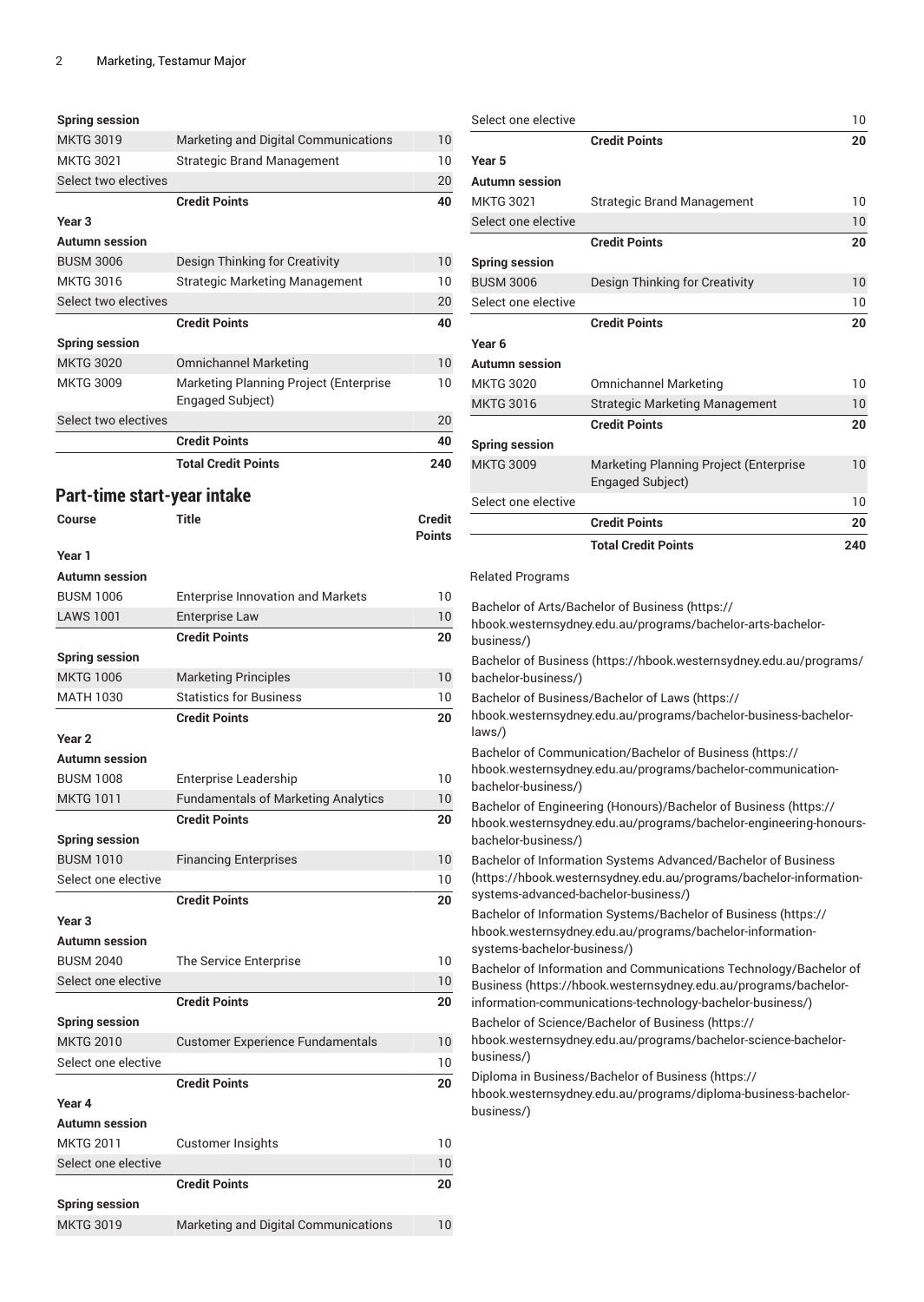| | | |
|---|---|---|
| **Spring session** | | |
| MKTG 3019 | Marketing and Digital Communications | 10 |
| MKTG 3021 | Strategic Brand Management | 10 |
| Select two electives | | 20 |
| | **Credit Points** | **40** |
| **Year 3** | | |
| **Autumn session** | | |
| BUSM 3006 | Design Thinking for Creativity | 10 |
| MKTG 3016 | Strategic Marketing Management | 10 |
| Select two electives | | 20 |
| | **Credit Points** | **40** |
| **Spring session** | | |
| MKTG 3020 | Omnichannel Marketing | 10 |
| MKTG 3009 | Marketing Planning Project (Enterprise Engaged Subject) | 10 |
| Select two electives | | 20 |
| | **Credit Points** | **40** |
| | **Total Credit Points** | **240** |

## Part-time start-year intake

| Course | Title | Credit Points |
|---|---|---|
| **Year 1** | | |
| **Autumn session** | | |
| BUSM 1006 | Enterprise Innovation and Markets | 10 |
| LAWS 1001 | Enterprise Law | 10 |
| | **Credit Points** | **20** |
| **Spring session** | | |
| MKTG 1006 | Marketing Principles | 10 |
| MATH 1030 | Statistics for Business | 10 |
| | **Credit Points** | **20** |
| **Year 2** | | |
| **Autumn session** | | |
| BUSM 1008 | Enterprise Leadership | 10 |
| MKTG 1011 | Fundamentals of Marketing Analytics | 10 |
| | **Credit Points** | **20** |
| **Spring session** | | |
| BUSM 1010 | Financing Enterprises | 10 |
| Select one elective | | 10 |
| | **Credit Points** | **20** |
| **Year 3** | | |
| **Autumn session** | | |
| BUSM 2040 | The Service Enterprise | 10 |
| Select one elective | | 10 |
| | **Credit Points** | **20** |
| **Spring session** | | |
| MKTG 2010 | Customer Experience Fundamentals | 10 |
| Select one elective | | 10 |
| | **Credit Points** | **20** |
| **Year 4** | | |
| **Autumn session** | | |
| MKTG 2011 | Customer Insights | 10 |
| Select one elective | | 10 |
| | **Credit Points** | **20** |
| **Spring session** | | |
| MKTG 3019 | Marketing and Digital Communications | 10 |
| Select one elective | | 10 |
| | **Credit Points** | **20** |
| **Year 5** | | |
| **Autumn session** | | |
| MKTG 3021 | Strategic Brand Management | 10 |
| Select one elective | | 10 |
| | **Credit Points** | **20** |
| **Spring session** | | |
| BUSM 3006 | Design Thinking for Creativity | 10 |
| Select one elective | | 10 |
| | **Credit Points** | **20** |
| **Year 6** | | |
| **Autumn session** | | |
| MKTG 3020 | Omnichannel Marketing | 10 |
| MKTG 3016 | Strategic Marketing Management | 10 |
| | **Credit Points** | **20** |
| **Spring session** | | |
| MKTG 3009 | Marketing Planning Project (Enterprise Engaged Subject) | 10 |
| Select one elective | | 10 |
| | **Credit Points** | **20** |
| | **Total Credit Points** | **240** |

Related Programs

Bachelor of Arts/Bachelor of Business (https://hbook.westernsydney.edu.au/programs/bachelor-arts-bachelor-business/)

Bachelor of Business (https://hbook.westernsydney.edu.au/programs/bachelor-business/)

Bachelor of Business/Bachelor of Laws (https://hbook.westernsydney.edu.au/programs/bachelor-business-bachelor-laws/)

Bachelor of Communication/Bachelor of Business (https://hbook.westernsydney.edu.au/programs/bachelor-communication-bachelor-business/)

Bachelor of Engineering (Honours)/Bachelor of Business (https://hbook.westernsydney.edu.au/programs/bachelor-engineering-honours-bachelor-business/)

Bachelor of Information Systems Advanced/Bachelor of Business (https://hbook.westernsydney.edu.au/programs/bachelor-information-systems-advanced-bachelor-business/)

Bachelor of Information Systems/Bachelor of Business (https://hbook.westernsydney.edu.au/programs/bachelor-information-systems-bachelor-business/)

Bachelor of Information and Communications Technology/Bachelor of Business (https://hbook.westernsydney.edu.au/programs/bachelor-information-communications-technology-bachelor-business/)

Bachelor of Science/Bachelor of Business (https://hbook.westernsydney.edu.au/programs/bachelor-science-bachelor-business/)

Diploma in Business/Bachelor of Business (https://hbook.westernsydney.edu.au/programs/diploma-business-bachelor-business/)